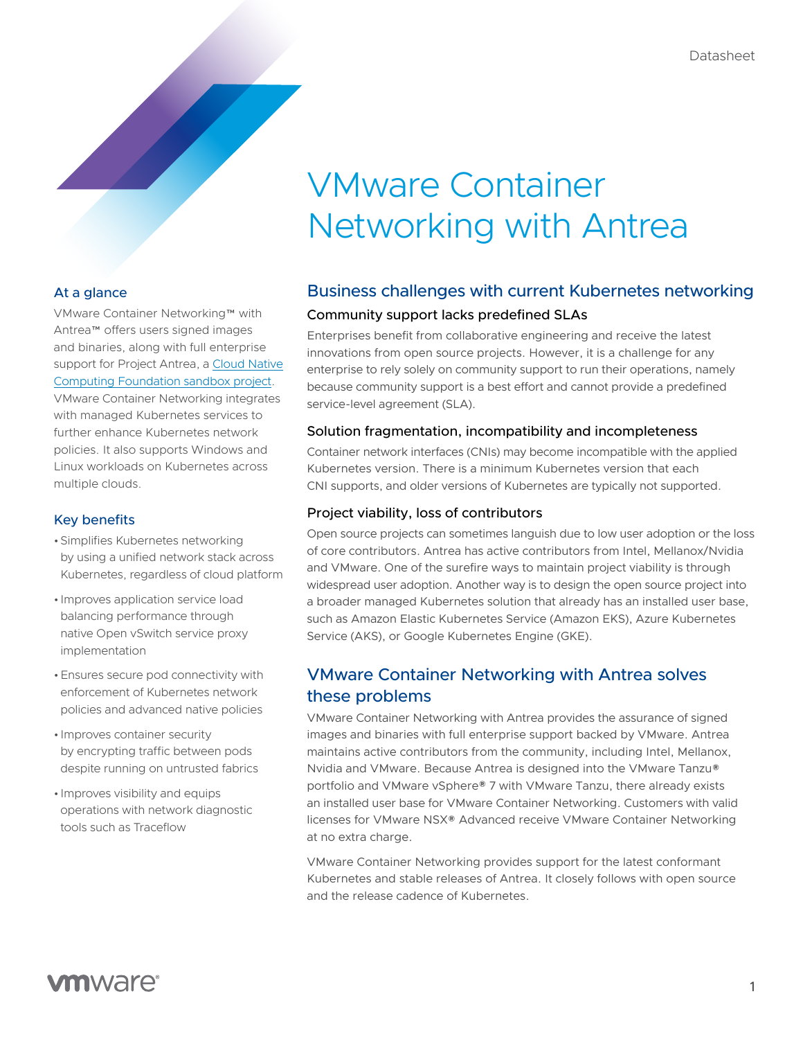Datasheet

# VMware Container Networking with Antrea

## At a glance

VMware Container Networking™ with Antrea™ offers users signed images and binaries, along with full enterprise support for Project Antrea, a [Cloud Native Computing Foundation sandbox project](). VMware Container Networking integrates with managed Kubernetes services to further enhance Kubernetes network policies. It also supports Windows and Linux workloads on Kubernetes across multiple clouds.

## Key benefits

- Simplifies Kubernetes networking by using a unified network stack across Kubernetes, regardless of cloud platform
- Improves application service load balancing performance through native Open vSwitch service proxy implementation
- Ensures secure pod connectivity with enforcement of Kubernetes network policies and advanced native policies
- Improves container security by encrypting traffic between pods despite running on untrusted fabrics
- Improves visibility and equips operations with network diagnostic tools such as Traceflow

## Business challenges with current Kubernetes networking

### Community support lacks predefined SLAs

Enterprises benefit from collaborative engineering and receive the latest innovations from open source projects. However, it is a challenge for any enterprise to rely solely on community support to run their operations, namely because community support is a best effort and cannot provide a predefined service-level agreement (SLA).

### Solution fragmentation, incompatibility and incompleteness

Container network interfaces (CNIs) may become incompatible with the applied Kubernetes version. There is a minimum Kubernetes version that each CNI supports, and older versions of Kubernetes are typically not supported.

### Project viability, loss of contributors

Open source projects can sometimes languish due to low user adoption or the loss of core contributors. Antrea has active contributors from Intel, Mellanox/Nvidia and VMware. One of the surefire ways to maintain project viability is through widespread user adoption. Another way is to design the open source project into a broader managed Kubernetes solution that already has an installed user base, such as Amazon Elastic Kubernetes Service (Amazon EKS), Azure Kubernetes Service (AKS), or Google Kubernetes Engine (GKE).

## VMware Container Networking with Antrea solves these problems

VMware Container Networking with Antrea provides the assurance of signed images and binaries with full enterprise support backed by VMware. Antrea maintains active contributors from the community, including Intel, Mellanox, Nvidia and VMware. Because Antrea is designed into the VMware Tanzu® portfolio and VMware vSphere® 7 with VMware Tanzu, there already exists an installed user base for VMware Container Networking. Customers with valid licenses for VMware NSX® Advanced receive VMware Container Networking at no extra charge.

VMware Container Networking provides support for the latest conformant Kubernetes and stable releases of Antrea. It closely follows with open source and the release cadence of Kubernetes.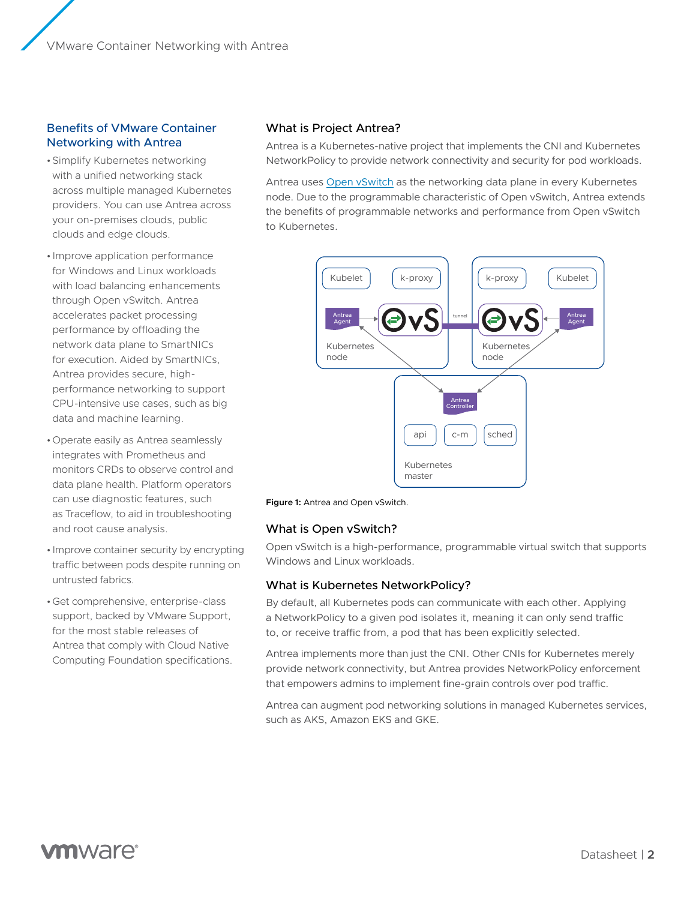## Benefits of VMware Container Networking with Antrea

- Simplify Kubernetes networking with a unified networking stack across multiple managed Kubernetes providers. You can use Antrea across your on-premises clouds, public clouds and edge clouds.
- Improve application performance for Windows and Linux workloads with load balancing enhancements through Open vSwitch. Antrea accelerates packet processing performance by offloading the network data plane to SmartNICs for execution. Aided by SmartNICs, Antrea provides secure, high-performance networking to support CPU-intensive use cases, such as big data and machine learning.
- Operate easily as Antrea seamlessly integrates with Prometheus and monitors CRDs to observe control and data plane health. Platform operators can use diagnostic features, such as Traceflow, to aid in troubleshooting and root cause analysis.
- Improve container security by encrypting traffic between pods despite running on untrusted fabrics.
- Get comprehensive, enterprise-class support, backed by VMware Support, for the most stable releases of Antrea that comply with Cloud Native Computing Foundation specifications.

## What is Project Antrea?

Antrea is a Kubernetes-native project that implements the CNI and Kubernetes NetworkPolicy to provide network connectivity and security for pod workloads.

Antrea uses Open vSwitch as the networking data plane in every Kubernetes node. Due to the programmable characteristic of Open vSwitch, Antrea extends the benefits of programmable networks and performance from Open vSwitch to Kubernetes.

**Figure 1:** Antrea and Open vSwitch.

## What is Open vSwitch?

Open vSwitch is a high-performance, programmable virtual switch that supports Windows and Linux workloads.

## What is Kubernetes NetworkPolicy?

By default, all Kubernetes pods can communicate with each other. Applying a NetworkPolicy to a given pod isolates it, meaning it can only send traffic to, or receive traffic from, a pod that has been explicitly selected.

Antrea implements more than just the CNI. Other CNIs for Kubernetes merely provide network connectivity, but Antrea provides NetworkPolicy enforcement that empowers admins to implement fine-grain controls over pod traffic.

Antrea can augment pod networking solutions in managed Kubernetes services, such as AKS, Amazon EKS and GKE.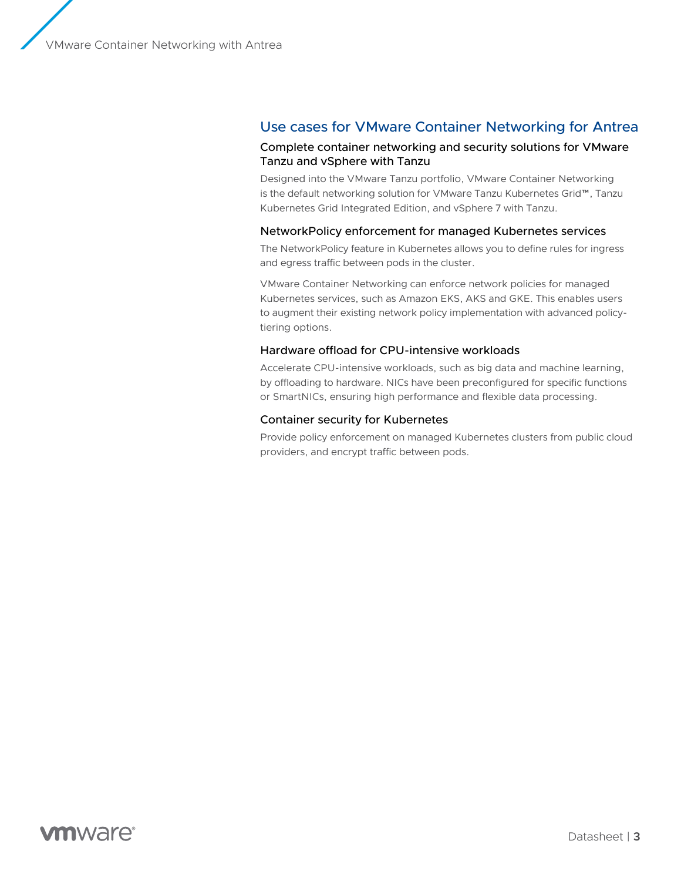## Use cases for VMware Container Networking for Antrea

### Complete container networking and security solutions for VMware Tanzu and vSphere with Tanzu

Designed into the VMware Tanzu portfolio, VMware Container Networking is the default networking solution for VMware Tanzu Kubernetes Grid™, Tanzu Kubernetes Grid Integrated Edition, and vSphere 7 with Tanzu.

### NetworkPolicy enforcement for managed Kubernetes services

The NetworkPolicy feature in Kubernetes allows you to define rules for ingress and egress traffic between pods in the cluster.

VMware Container Networking can enforce network policies for managed Kubernetes services, such as Amazon EKS, AKS and GKE. This enables users to augment their existing network policy implementation with advanced policy-tiering options.

### Hardware offload for CPU-intensive workloads

Accelerate CPU-intensive workloads, such as big data and machine learning, by offloading to hardware. NICs have been preconfigured for specific functions or SmartNICs, ensuring high performance and flexible data processing.

### Container security for Kubernetes

Provide policy enforcement on managed Kubernetes clusters from public cloud providers, and encrypt traffic between pods.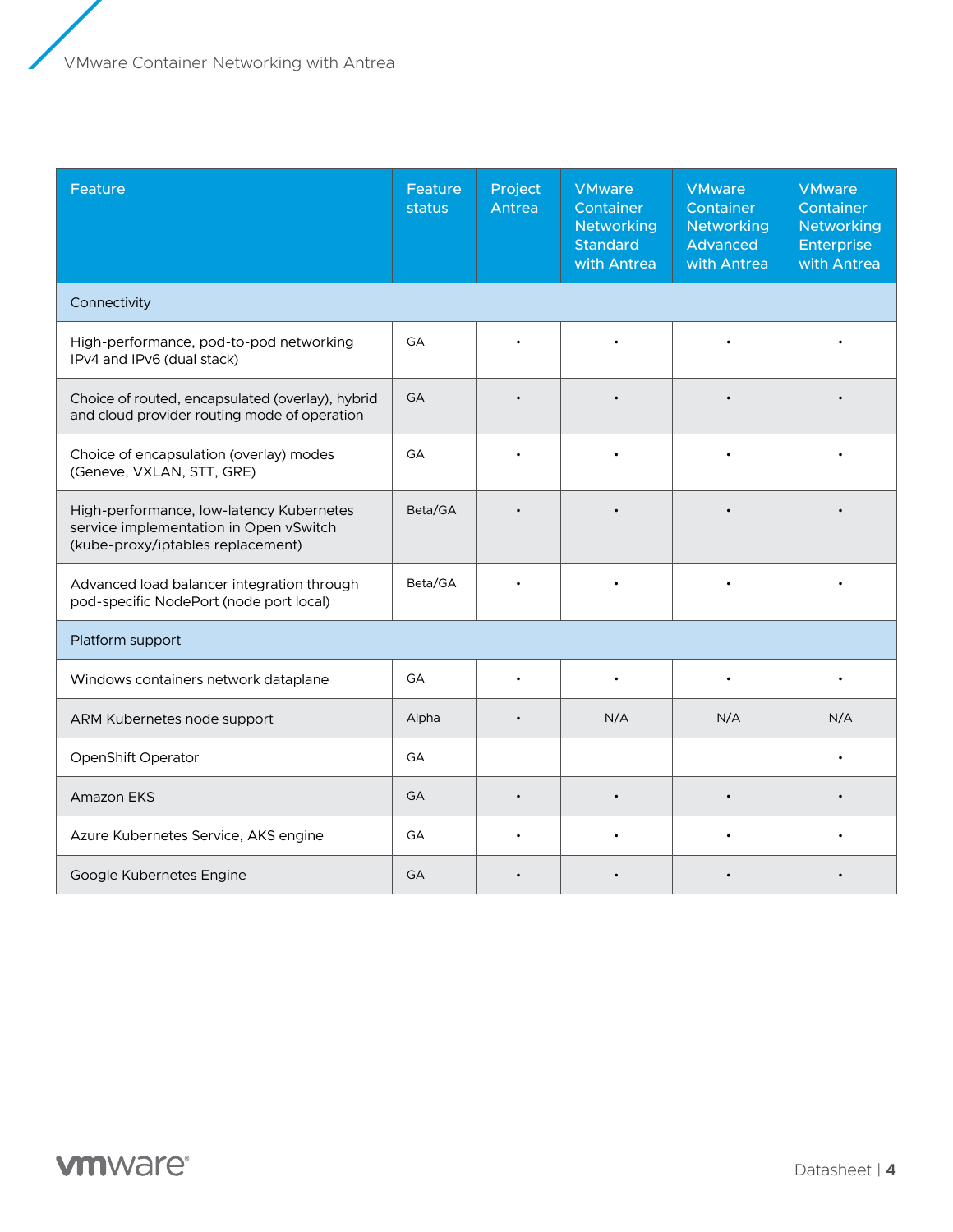| Feature | Feature status | Project Antrea | VMware Container Networking Standard with Antrea | VMware Container Networking Advanced with Antrea | VMware Container Networking Enterprise with Antrea |
|---|---|---|---|---|---|
| **Connectivity** | | | | | |
| High-performance, pod-to-pod networking IPv4 and IPv6 (dual stack) | GA | • | • | • | • |
| Choice of routed, encapsulated (overlay), hybrid and cloud provider routing mode of operation | GA | • | • | • | • |
| Choice of encapsulation (overlay) modes (Geneve, VXLAN, STT, GRE) | GA | • | • | • | • |
| High-performance, low-latency Kubernetes service implementation in Open vSwitch (kube-proxy/iptables replacement) | Beta/GA | • | • | • | • |
| Advanced load balancer integration through pod-specific NodePort (node port local) | Beta/GA | • | • | • | • |
| **Platform support** | | | | | |
| Windows containers network dataplane | GA | • | • | • | • |
| ARM Kubernetes node support | Alpha | • | N/A | N/A | N/A |
| OpenShift Operator | GA | | | | • |
| Amazon EKS | GA | • | • | • | • |
| Azure Kubernetes Service, AKS engine | GA | • | • | • | • |
| Google Kubernetes Engine | GA | • | • | • | • |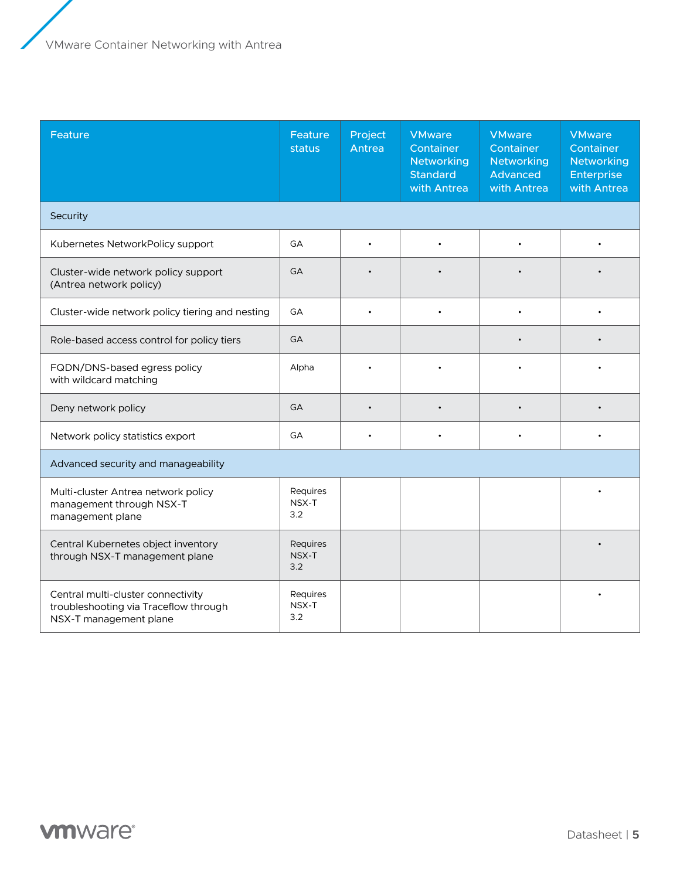| Feature | Feature status | Project Antrea | VMware Container Networking Standard with Antrea | VMware Container Networking Advanced with Antrea | VMware Container Networking Enterprise with Antrea |
|---|---|---|---|---|---|
| Security | | | | | |
| Kubernetes NetworkPolicy support | GA | • | • | • | • |
| Cluster-wide network policy support (Antrea network policy) | GA | • | • | • | • |
| Cluster-wide network policy tiering and nesting | GA | • | • | • | • |
| Role-based access control for policy tiers | GA | | | • | • |
| FQDN/DNS-based egress policy with wildcard matching | Alpha | • | • | • | • |
| Deny network policy | GA | • | • | • | • |
| Network policy statistics export | GA | • | • | • | • |
| Advanced security and manageability | | | | | |
| Multi-cluster Antrea network policy management through NSX-T management plane | Requires NSX-T 3.2 | | | | • |
| Central Kubernetes object inventory through NSX-T management plane | Requires NSX-T 3.2 | | | | • |
| Central multi-cluster connectivity troubleshooting via Traceflow through NSX-T management plane | Requires NSX-T 3.2 | | | | • |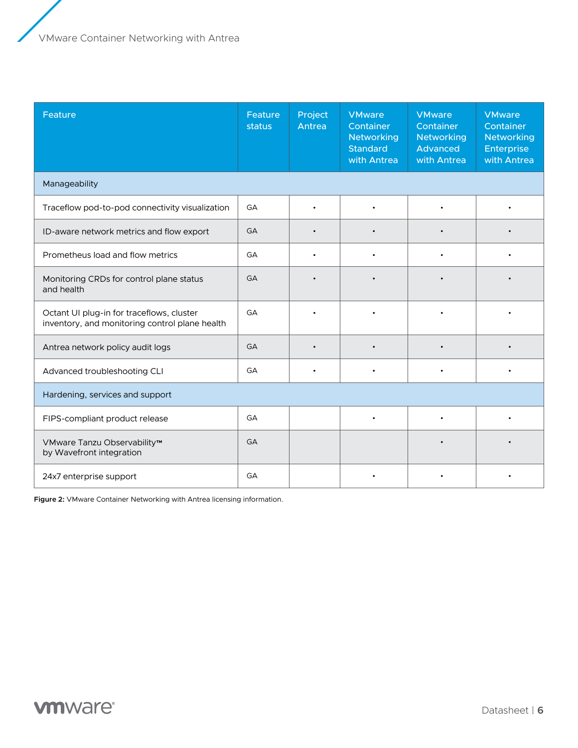| Feature | Feature status | Project Antrea | VMware Container Networking Standard with Antrea | VMware Container Networking Advanced with Antrea | VMware Container Networking Enterprise with Antrea |
|---|---|---|---|---|---|
| Manageability | | | | | |
| Traceflow pod-to-pod connectivity visualization | GA | • | • | • | • |
| ID-aware network metrics and flow export | GA | • | • | • | • |
| Prometheus load and flow metrics | GA | • | • | • | • |
| Monitoring CRDs for control plane status and health | GA | • | • | • | • |
| Octant UI plug-in for traceflows, cluster inventory, and monitoring control plane health | GA | • | • | • | • |
| Antrea network policy audit logs | GA | • | • | • | • |
| Advanced troubleshooting CLI | GA | • | • | • | • |
| Hardening, services and support | | | | | |
| FIPS-compliant product release | GA | | • | • | • |
| VMware Tanzu Observability™ by Wavefront integration | GA | | | • | • |
| 24x7 enterprise support | GA | | • | • | • |

**Figure 2:** VMware Container Networking with Antrea licensing information.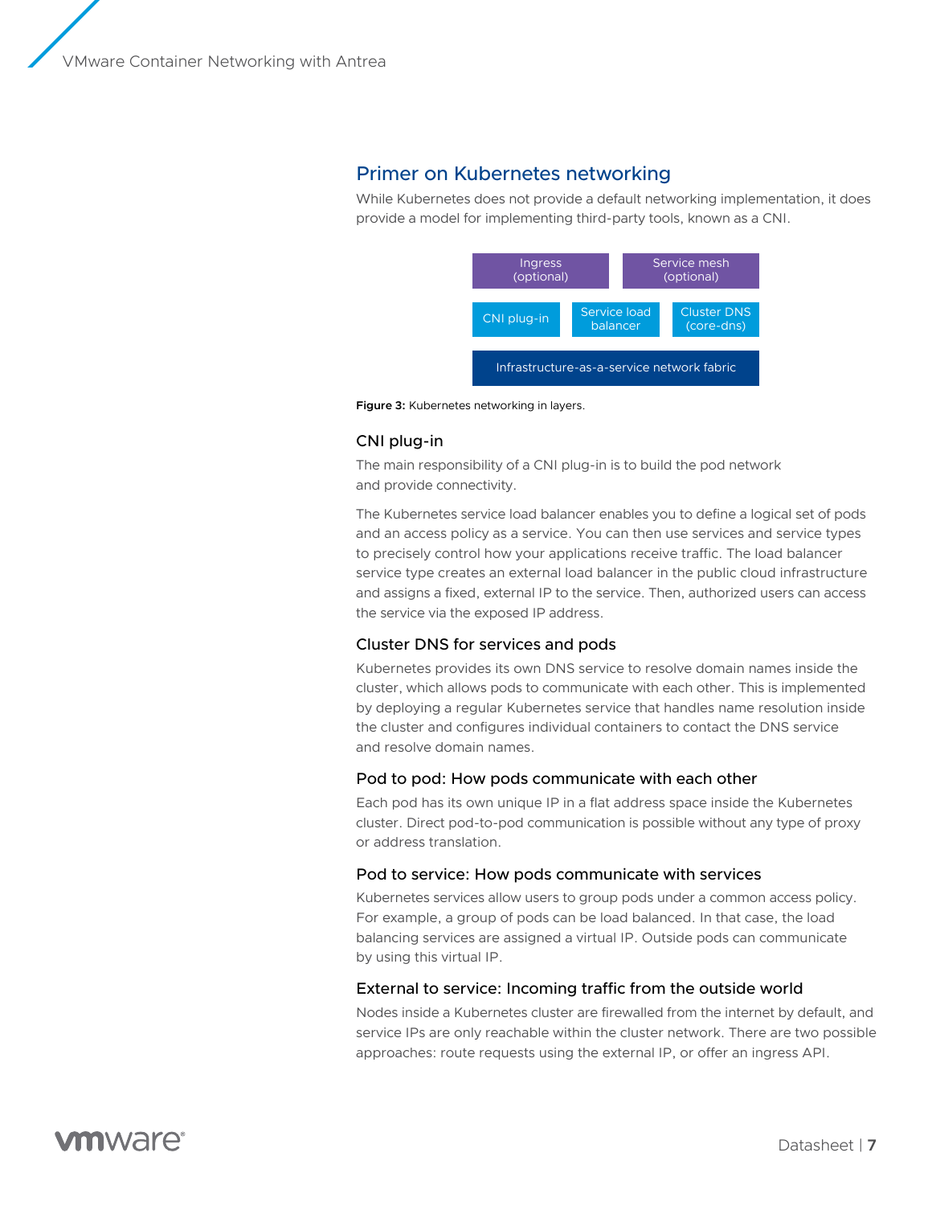## Primer on Kubernetes networking

While Kubernetes does not provide a default networking implementation, it does provide a model for implementing third-party tools, known as a CNI.

| Ingress (optional) | | Service mesh (optional) |
|---|---|---|
| CNI plug-in | Service load balancer | Cluster DNS (core-dns) |
| Infrastructure-as-a-service network fabric | | |

**Figure 3:** Kubernetes networking in layers.

### CNI plug-in

The main responsibility of a CNI plug-in is to build the pod network and provide connectivity.

The Kubernetes service load balancer enables you to define a logical set of pods and an access policy as a service. You can then use services and service types to precisely control how your applications receive traffic. The load balancer service type creates an external load balancer in the public cloud infrastructure and assigns a fixed, external IP to the service. Then, authorized users can access the service via the exposed IP address.

### Cluster DNS for services and pods

Kubernetes provides its own DNS service to resolve domain names inside the cluster, which allows pods to communicate with each other. This is implemented by deploying a regular Kubernetes service that handles name resolution inside the cluster and configures individual containers to contact the DNS service and resolve domain names.

### Pod to pod: How pods communicate with each other

Each pod has its own unique IP in a flat address space inside the Kubernetes cluster. Direct pod-to-pod communication is possible without any type of proxy or address translation.

### Pod to service: How pods communicate with services

Kubernetes services allow users to group pods under a common access policy. For example, a group of pods can be load balanced. In that case, the load balancing services are assigned a virtual IP. Outside pods can communicate by using this virtual IP.

### External to service: Incoming traffic from the outside world

Nodes inside a Kubernetes cluster are firewalled from the internet by default, and service IPs are only reachable within the cluster network. There are two possible approaches: route requests using the external IP, or offer an ingress API.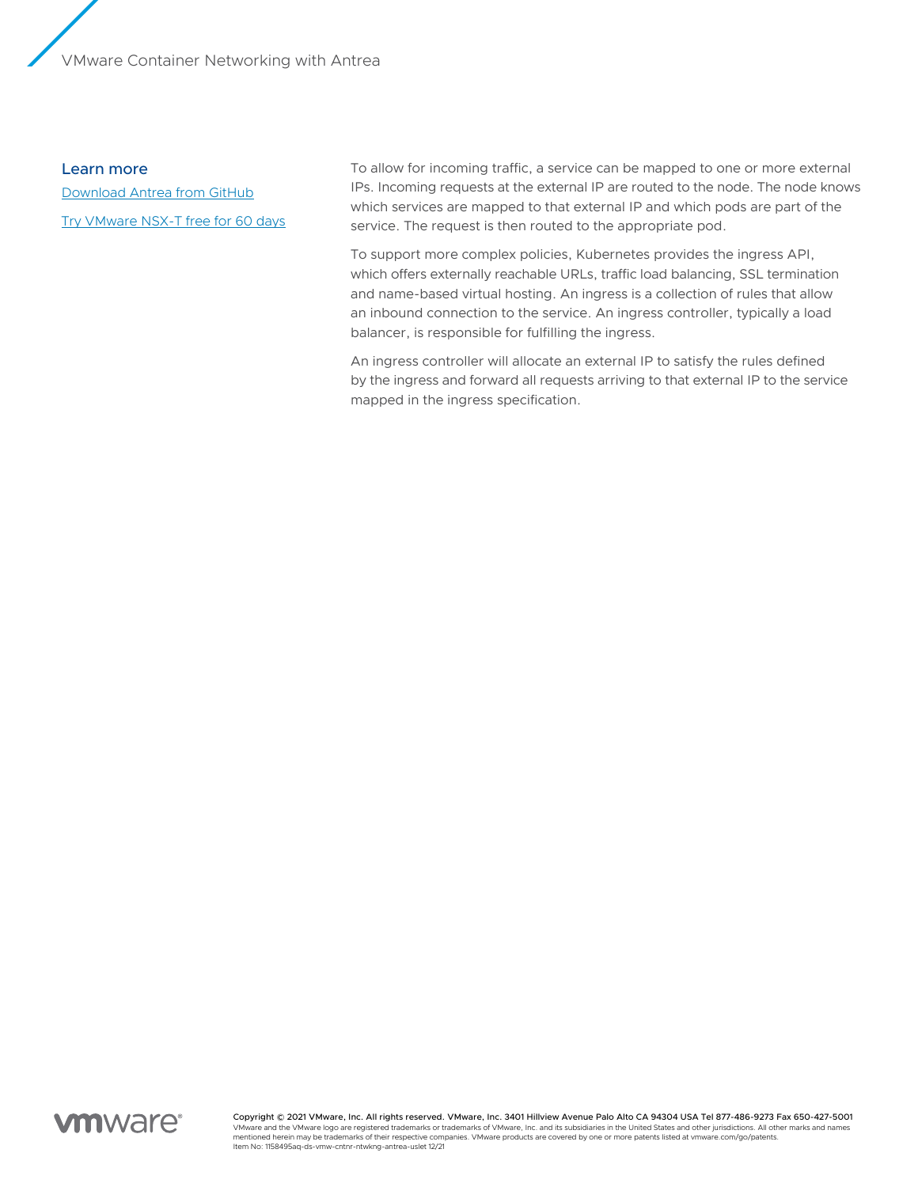## Learn more

[Download Antrea from GitHub]

[Try VMware NSX-T free for 60 days]

To allow for incoming traffic, a service can be mapped to one or more external IPs. Incoming requests at the external IP are routed to the node. The node knows which services are mapped to that external IP and which pods are part of the service. The request is then routed to the appropriate pod.

To support more complex policies, Kubernetes provides the ingress API, which offers externally reachable URLs, traffic load balancing, SSL termination and name-based virtual hosting. An ingress is a collection of rules that allow an inbound connection to the service. An ingress controller, typically a load balancer, is responsible for fulfilling the ingress.

An ingress controller will allocate an external IP to satisfy the rules defined by the ingress and forward all requests arriving to that external IP to the service mapped in the ingress specification.

vmware®

Copyright © 2021 VMware, Inc. All rights reserved. VMware, Inc. 3401 Hillview Avenue Palo Alto CA 94304 USA Tel 877-486-9273 Fax 650-427-5001 VMware and the VMware logo are registered trademarks or trademarks of VMware, Inc. and its subsidiaries in the United States and other jurisdictions. All other marks and names mentioned herein may be trademarks of their respective companies. VMware products are covered by one or more patents listed at vmware.com/go/patents. Item No: 1158495aq-ds-vmw-cntnr-ntwkng-antrea-uslet 12/21